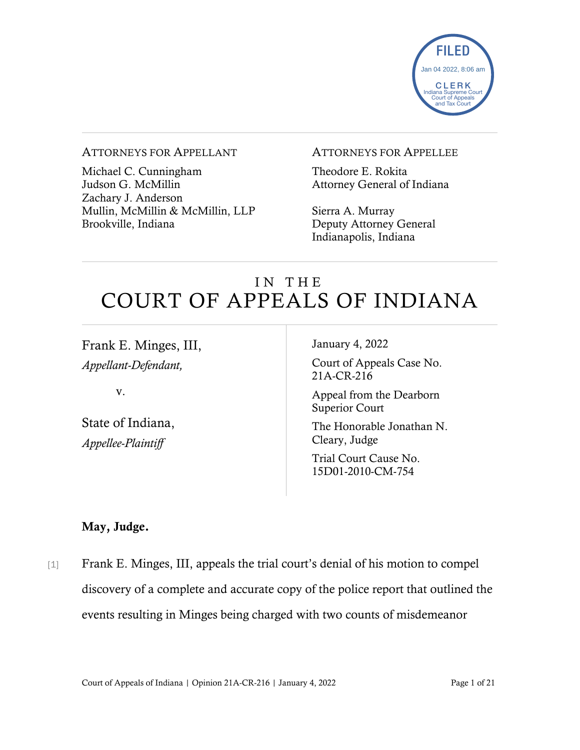FILED
Jan 04 2022, 8:06 am
CLERK
Indiana Supreme Court
Court of Appeals
and Tax Court

ATTORNEYS FOR APPELLANT

Michael C. Cunningham
Judson G. McMillin
Zachary J. Anderson
Mullin, McMillin & McMillin, LLP
Brookville, Indiana

ATTORNEYS FOR APPELLEE

Theodore E. Rokita
Attorney General of Indiana

Sierra A. Murray
Deputy Attorney General
Indianapolis, Indiana

# IN THE COURT OF APPEALS OF INDIANA

Frank E. Minges, III,
*Appellant-Defendant,*

v.

State of Indiana,
*Appellee-Plaintiff*

January 4, 2022

Court of Appeals Case No. 21A-CR-216

Appeal from the Dearborn Superior Court

The Honorable Jonathan N. Cleary, Judge

Trial Court Cause No. 15D01-2010-CM-754

**May, Judge.**

[1] Frank E. Minges, III, appeals the trial court's denial of his motion to compel discovery of a complete and accurate copy of the police report that outlined the events resulting in Minges being charged with two counts of misdemeanor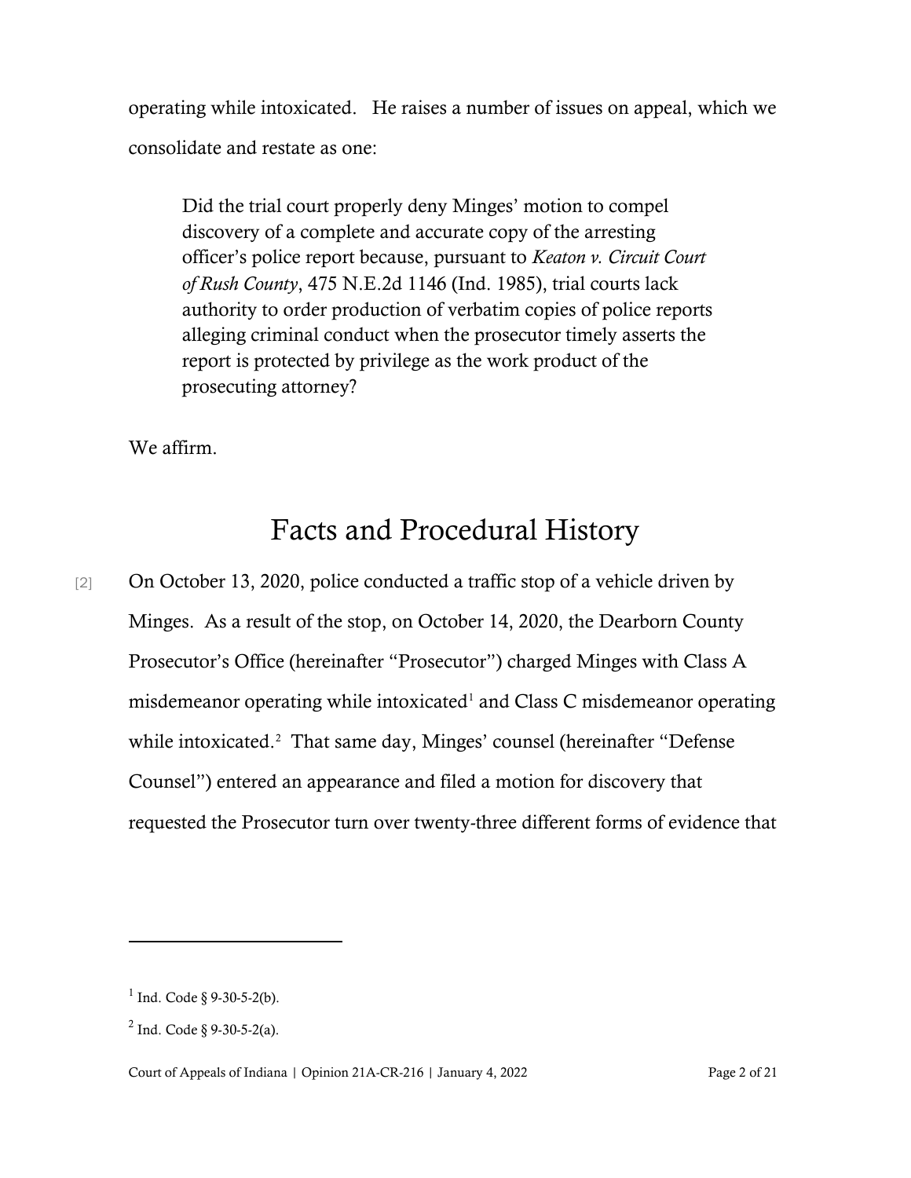operating while intoxicated. He raises a number of issues on appeal, which we consolidate and restate as one:

> Did the trial court properly deny Minges' motion to compel discovery of a complete and accurate copy of the arresting officer's police report because, pursuant to *Keaton v. Circuit Court of Rush County*, 475 N.E.2d 1146 (Ind. 1985), trial courts lack authority to order production of verbatim copies of police reports alleging criminal conduct when the prosecutor timely asserts the report is protected by privilege as the work product of the prosecuting attorney?

We affirm.

# Facts and Procedural History

[2] On October 13, 2020, police conducted a traffic stop of a vehicle driven by Minges. As a result of the stop, on October 14, 2020, the Dearborn County Prosecutor's Office (hereinafter "Prosecutor") charged Minges with Class A misdemeanor operating while intoxicated[1] and Class C misdemeanor operating while intoxicated.[2] That same day, Minges' counsel (hereinafter "Defense Counsel") entered an appearance and filed a motion for discovery that requested the Prosecutor turn over twenty-three different forms of evidence that

---

[1] Ind. Code § 9-30-5-2(b).

[2] Ind. Code § 9-30-5-2(a).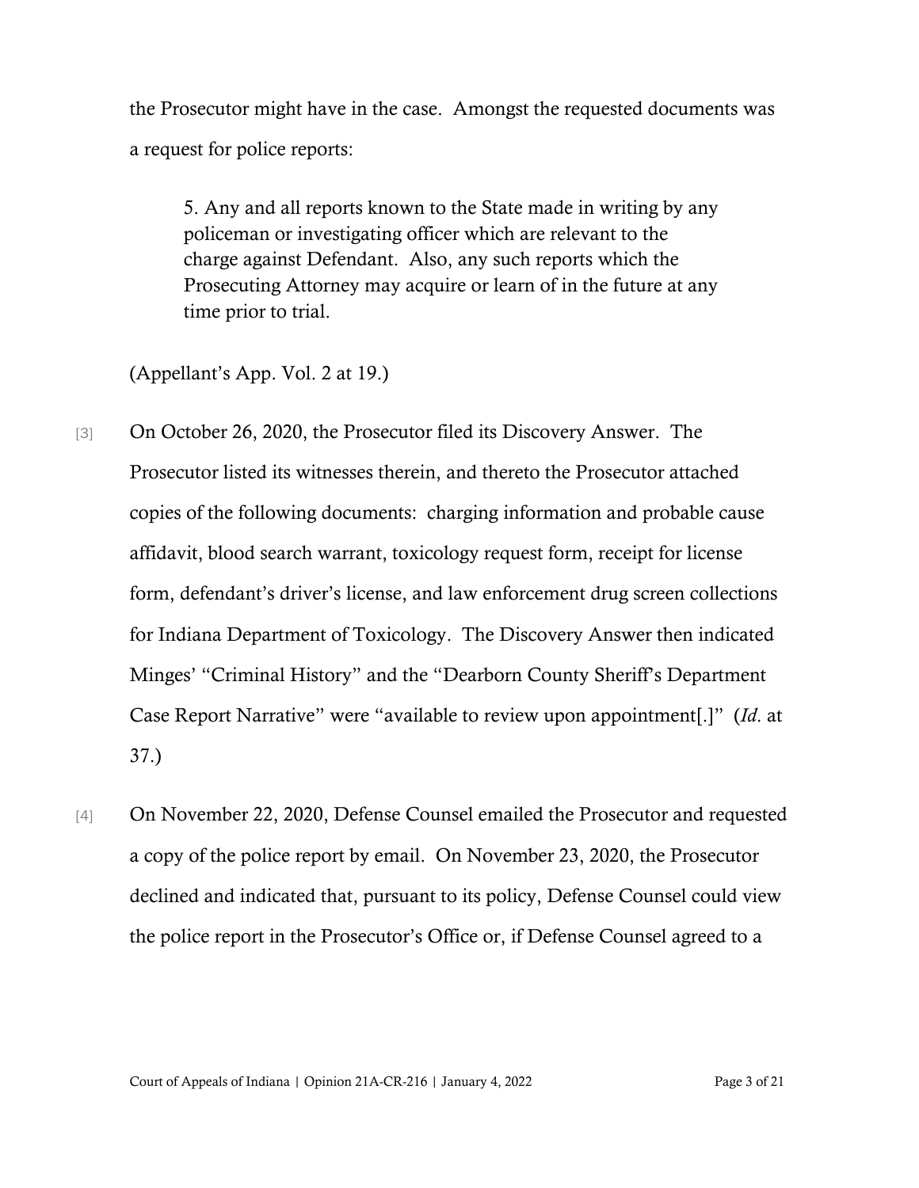the Prosecutor might have in the case. Amongst the requested documents was a request for police reports:

> 5. Any and all reports known to the State made in writing by any policeman or investigating officer which are relevant to the charge against Defendant. Also, any such reports which the Prosecuting Attorney may acquire or learn of in the future at any time prior to trial.

(Appellant's App. Vol. 2 at 19.)

[3] On October 26, 2020, the Prosecutor filed its Discovery Answer. The Prosecutor listed its witnesses therein, and thereto the Prosecutor attached copies of the following documents: charging information and probable cause affidavit, blood search warrant, toxicology request form, receipt for license form, defendant's driver's license, and law enforcement drug screen collections for Indiana Department of Toxicology. The Discovery Answer then indicated Minges' "Criminal History" and the "Dearborn County Sheriff's Department Case Report Narrative" were "available to review upon appointment[.]" (*Id.* at 37.)

[4] On November 22, 2020, Defense Counsel emailed the Prosecutor and requested a copy of the police report by email. On November 23, 2020, the Prosecutor declined and indicated that, pursuant to its policy, Defense Counsel could view the police report in the Prosecutor's Office or, if Defense Counsel agreed to a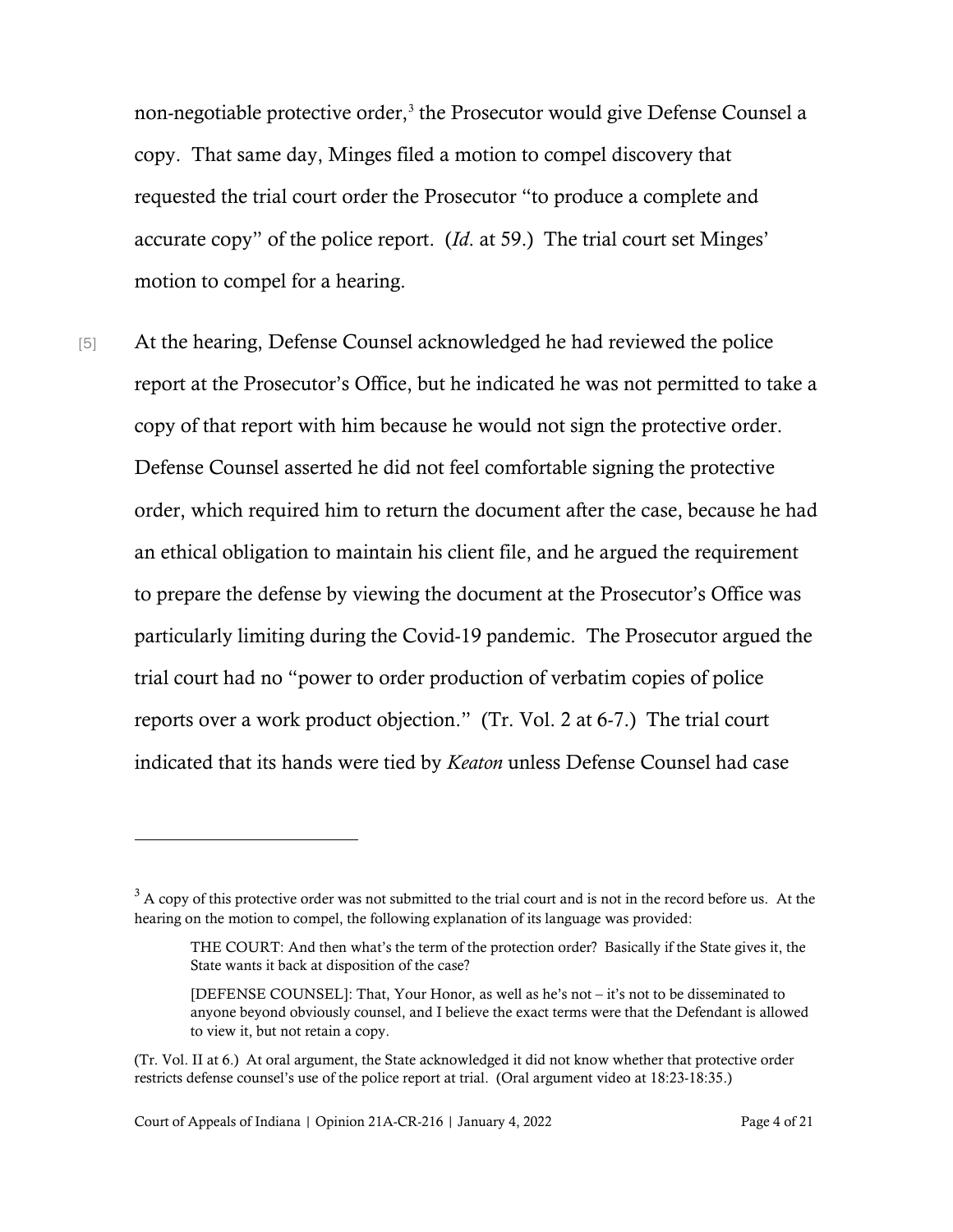non-negotiable protective order,[3] the Prosecutor would give Defense Counsel a copy. That same day, Minges filed a motion to compel discovery that requested the trial court order the Prosecutor "to produce a complete and accurate copy" of the police report. (*Id.* at 59.) The trial court set Minges' motion to compel for a hearing.

[5] At the hearing, Defense Counsel acknowledged he had reviewed the police report at the Prosecutor's Office, but he indicated he was not permitted to take a copy of that report with him because he would not sign the protective order. Defense Counsel asserted he did not feel comfortable signing the protective order, which required him to return the document after the case, because he had an ethical obligation to maintain his client file, and he argued the requirement to prepare the defense by viewing the document at the Prosecutor's Office was particularly limiting during the Covid-19 pandemic. The Prosecutor argued the trial court had no "power to order production of verbatim copies of police reports over a work product objection." (Tr. Vol. 2 at 6-7.) The trial court indicated that its hands were tied by *Keaton* unless Defense Counsel had case

---

[3] A copy of this protective order was not submitted to the trial court and is not in the record before us. At the hearing on the motion to compel, the following explanation of its language was provided:

> THE COURT: And then what's the term of the protection order? Basically if the State gives it, the State wants it back at disposition of the case?
>
> [DEFENSE COUNSEL]: That, Your Honor, as well as he's not – it's not to be disseminated to anyone beyond obviously counsel, and I believe the exact terms were that the Defendant is allowed to view it, but not retain a copy.

(Tr. Vol. II at 6.) At oral argument, the State acknowledged it did not know whether that protective order restricts defense counsel's use of the police report at trial. (Oral argument video at 18:23-18:35.)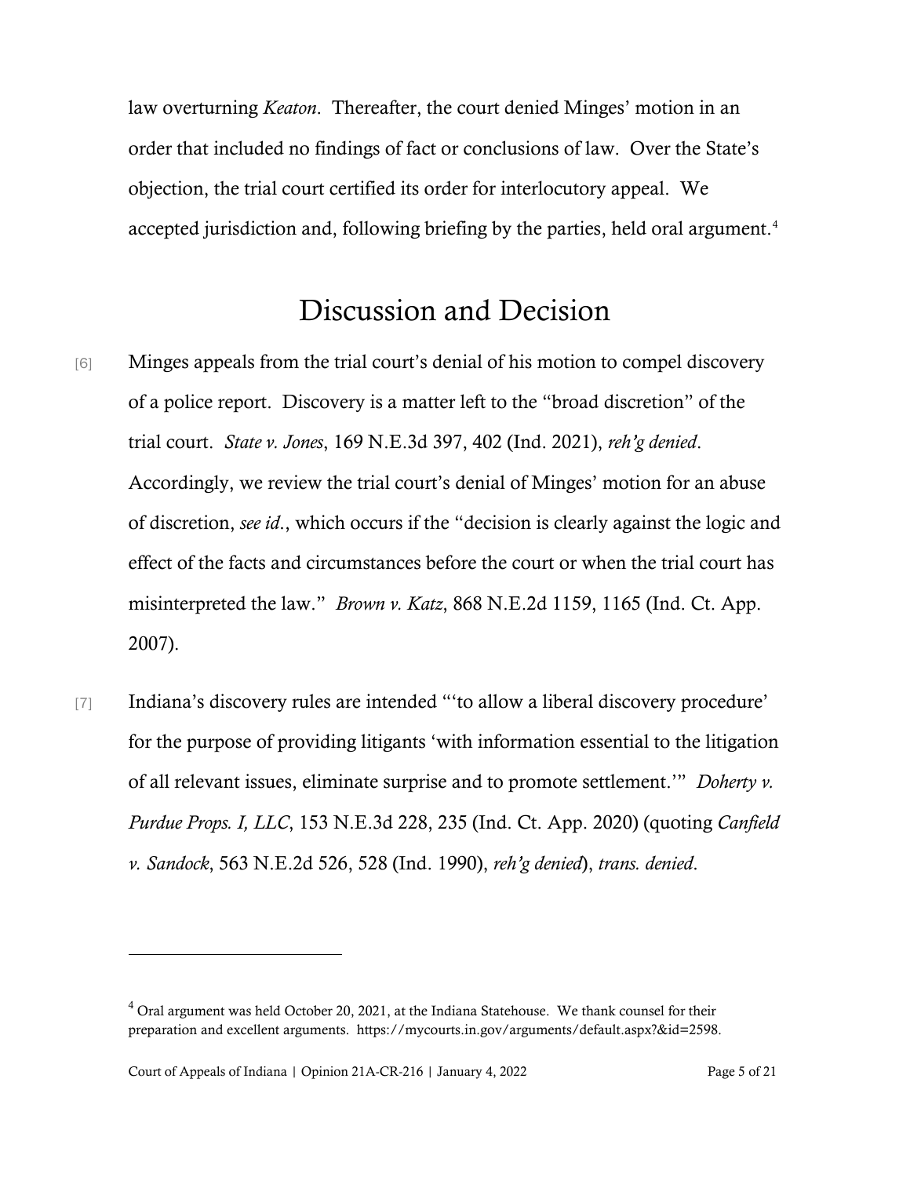law overturning *Keaton*. Thereafter, the court denied Minges' motion in an order that included no findings of fact or conclusions of law. Over the State's objection, the trial court certified its order for interlocutory appeal. We accepted jurisdiction and, following briefing by the parties, held oral argument.[4]

## Discussion and Decision

[6] Minges appeals from the trial court's denial of his motion to compel discovery of a police report. Discovery is a matter left to the "broad discretion" of the trial court. *State v. Jones*, 169 N.E.3d 397, 402 (Ind. 2021), *reh'g denied*. Accordingly, we review the trial court's denial of Minges' motion for an abuse of discretion, *see id*., which occurs if the "decision is clearly against the logic and effect of the facts and circumstances before the court or when the trial court has misinterpreted the law." *Brown v. Katz*, 868 N.E.2d 1159, 1165 (Ind. Ct. App. 2007).

[7] Indiana's discovery rules are intended "'to allow a liberal discovery procedure' for the purpose of providing litigants 'with information essential to the litigation of all relevant issues, eliminate surprise and to promote settlement.'" *Doherty v. Purdue Props. I, LLC*, 153 N.E.3d 228, 235 (Ind. Ct. App. 2020) (quoting *Canfield v. Sandock*, 563 N.E.2d 526, 528 (Ind. 1990), *reh'g denied*), *trans. denied*.

---

[4] Oral argument was held October 20, 2021, at the Indiana Statehouse. We thank counsel for their preparation and excellent arguments. https://mycourts.in.gov/arguments/default.aspx?&id=2598.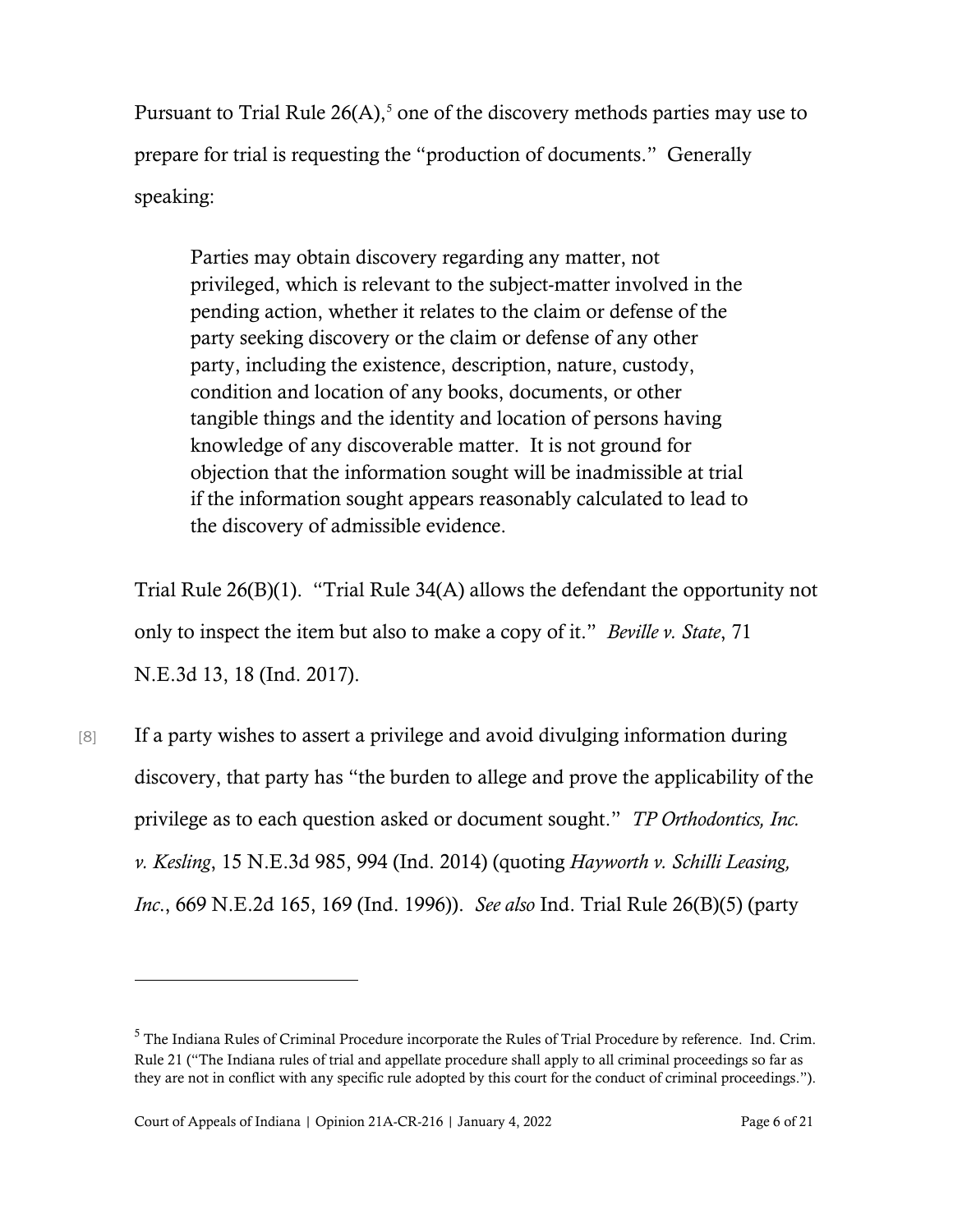Pursuant to Trial Rule 26(A),[5] one of the discovery methods parties may use to prepare for trial is requesting the "production of documents." Generally speaking:

> Parties may obtain discovery regarding any matter, not privileged, which is relevant to the subject-matter involved in the pending action, whether it relates to the claim or defense of the party seeking discovery or the claim or defense of any other party, including the existence, description, nature, custody, condition and location of any books, documents, or other tangible things and the identity and location of persons having knowledge of any discoverable matter. It is not ground for objection that the information sought will be inadmissible at trial if the information sought appears reasonably calculated to lead to the discovery of admissible evidence.

Trial Rule 26(B)(1). "Trial Rule 34(A) allows the defendant the opportunity not only to inspect the item but also to make a copy of it." *Beville v. State*, 71 N.E.3d 13, 18 (Ind. 2017).

[8] If a party wishes to assert a privilege and avoid divulging information during discovery, that party has "the burden to allege and prove the applicability of the privilege as to each question asked or document sought." *TP Orthodontics, Inc. v. Kesling*, 15 N.E.3d 985, 994 (Ind. 2014) (quoting *Hayworth v. Schilli Leasing, Inc.*, 669 N.E.2d 165, 169 (Ind. 1996)). *See also* Ind. Trial Rule 26(B)(5) (party

---

[5] The Indiana Rules of Criminal Procedure incorporate the Rules of Trial Procedure by reference. Ind. Crim. Rule 21 ("The Indiana rules of trial and appellate procedure shall apply to all criminal proceedings so far as they are not in conflict with any specific rule adopted by this court for the conduct of criminal proceedings.").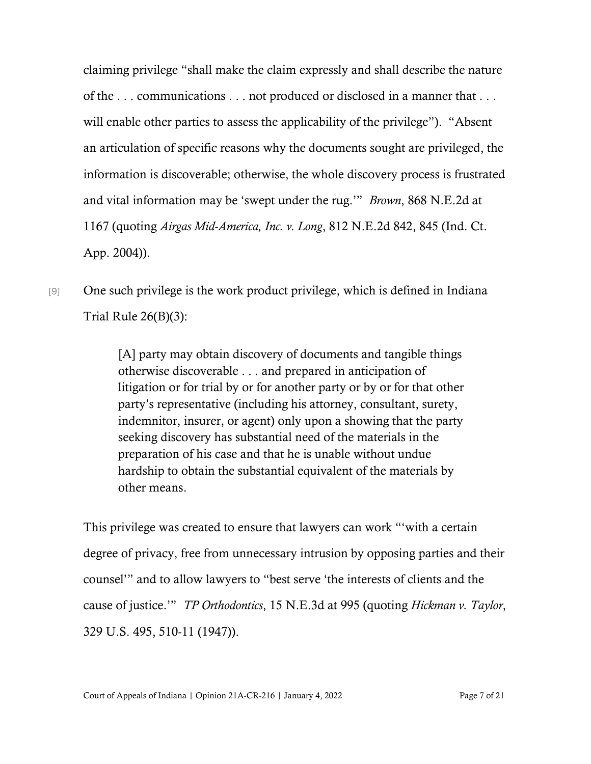claiming privilege "shall make the claim expressly and shall describe the nature of the . . . communications . . . not produced or disclosed in a manner that . . . will enable other parties to assess the applicability of the privilege"). "Absent an articulation of specific reasons why the documents sought are privileged, the information is discoverable; otherwise, the whole discovery process is frustrated and vital information may be 'swept under the rug.'" *Brown*, 868 N.E.2d at 1167 (quoting *Airgas Mid-America, Inc. v. Long*, 812 N.E.2d 842, 845 (Ind. Ct. App. 2004)).

[9] One such privilege is the work product privilege, which is defined in Indiana Trial Rule 26(B)(3):

> [A] party may obtain discovery of documents and tangible things otherwise discoverable . . . and prepared in anticipation of litigation or for trial by or for another party or by or for that other party's representative (including his attorney, consultant, surety, indemnitor, insurer, or agent) only upon a showing that the party seeking discovery has substantial need of the materials in the preparation of his case and that he is unable without undue hardship to obtain the substantial equivalent of the materials by other means.

This privilege was created to ensure that lawyers can work "'with a certain degree of privacy, free from unnecessary intrusion by opposing parties and their counsel'" and to allow lawyers to "best serve 'the interests of clients and the cause of justice.'" *TP Orthodontics*, 15 N.E.3d at 995 (quoting *Hickman v. Taylor*, 329 U.S. 495, 510-11 (1947)).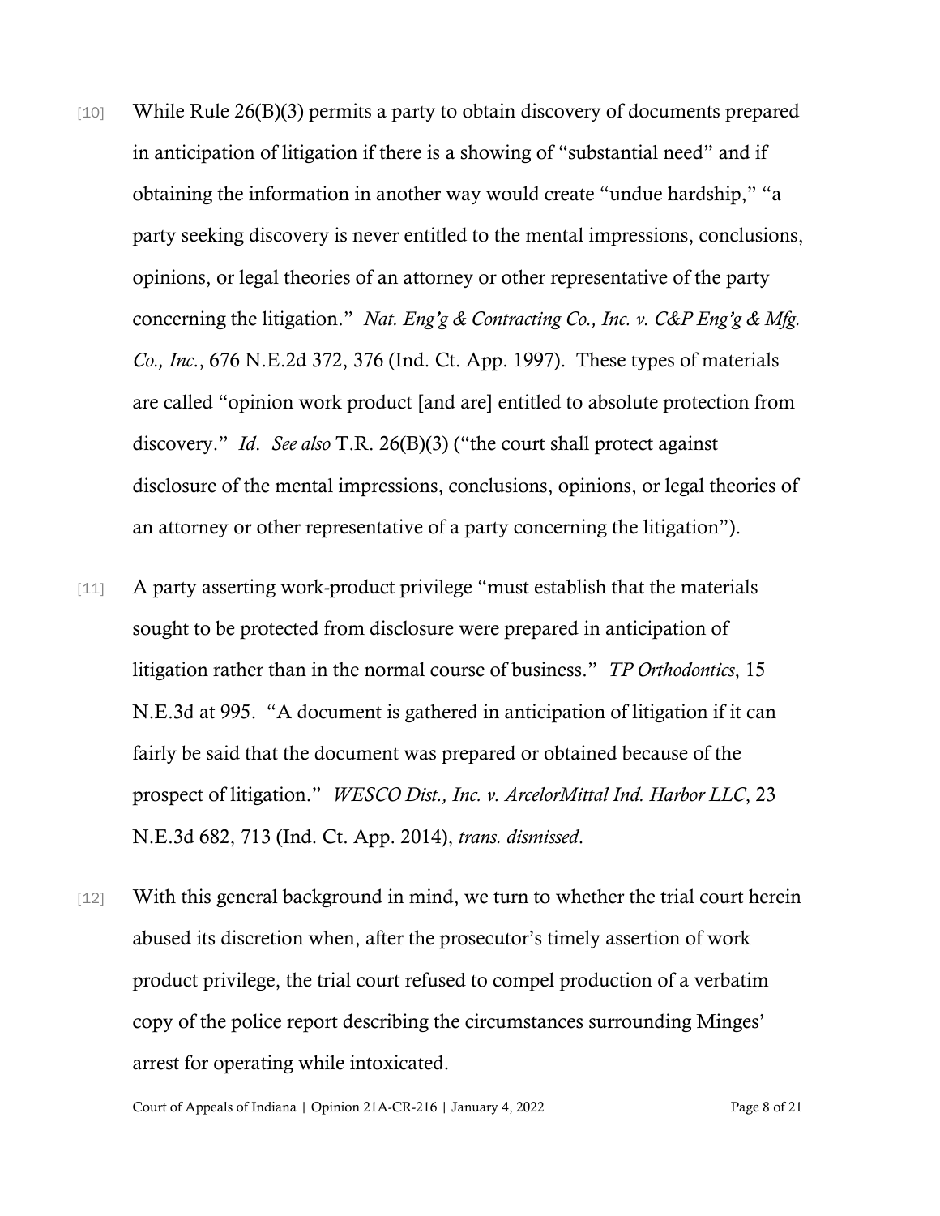[10] While Rule 26(B)(3) permits a party to obtain discovery of documents prepared in anticipation of litigation if there is a showing of "substantial need" and if obtaining the information in another way would create "undue hardship," "a party seeking discovery is never entitled to the mental impressions, conclusions, opinions, or legal theories of an attorney or other representative of the party concerning the litigation." *Nat. Eng'g & Contracting Co., Inc. v. C&P Eng'g & Mfg. Co., Inc.*, 676 N.E.2d 372, 376 (Ind. Ct. App. 1997). These types of materials are called "opinion work product [and are] entitled to absolute protection from discovery." *Id*. *See also* T.R. 26(B)(3) ("the court shall protect against disclosure of the mental impressions, conclusions, opinions, or legal theories of an attorney or other representative of a party concerning the litigation").

[11] A party asserting work-product privilege "must establish that the materials sought to be protected from disclosure were prepared in anticipation of litigation rather than in the normal course of business." *TP Orthodontics*, 15 N.E.3d at 995. "A document is gathered in anticipation of litigation if it can fairly be said that the document was prepared or obtained because of the prospect of litigation." *WESCO Dist., Inc. v. ArcelorMittal Ind. Harbor LLC*, 23 N.E.3d 682, 713 (Ind. Ct. App. 2014), *trans. dismissed*.

[12] With this general background in mind, we turn to whether the trial court herein abused its discretion when, after the prosecutor's timely assertion of work product privilege, the trial court refused to compel production of a verbatim copy of the police report describing the circumstances surrounding Minges' arrest for operating while intoxicated.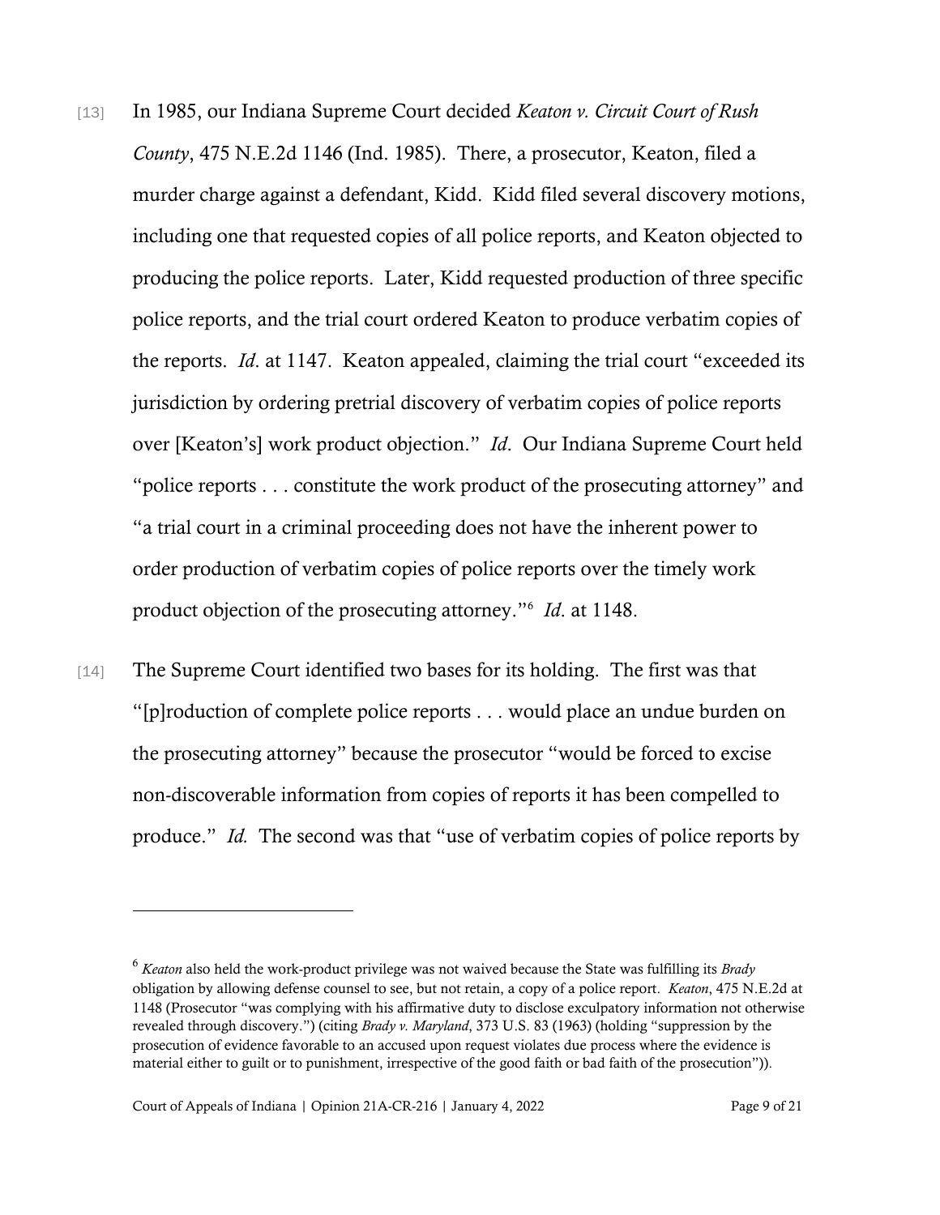[13] In 1985, our Indiana Supreme Court decided *Keaton v. Circuit Court of Rush County*, 475 N.E.2d 1146 (Ind. 1985). There, a prosecutor, Keaton, filed a murder charge against a defendant, Kidd. Kidd filed several discovery motions, including one that requested copies of all police reports, and Keaton objected to producing the police reports. Later, Kidd requested production of three specific police reports, and the trial court ordered Keaton to produce verbatim copies of the reports. *Id*. at 1147. Keaton appealed, claiming the trial court "exceeded its jurisdiction by ordering pretrial discovery of verbatim copies of police reports over [Keaton's] work product objection." *Id*. Our Indiana Supreme Court held "police reports . . . constitute the work product of the prosecuting attorney" and "a trial court in a criminal proceeding does not have the inherent power to order production of verbatim copies of police reports over the timely work product objection of the prosecuting attorney."[6] *Id*. at 1148.

[14] The Supreme Court identified two bases for its holding. The first was that "[p]roduction of complete police reports . . . would place an undue burden on the prosecuting attorney" because the prosecutor "would be forced to excise non-discoverable information from copies of reports it has been compelled to produce." *Id.* The second was that "use of verbatim copies of police reports by

[6] *Keaton* also held the work-product privilege was not waived because the State was fulfilling its *Brady* obligation by allowing defense counsel to see, but not retain, a copy of a police report. *Keaton*, 475 N.E.2d at 1148 (Prosecutor "was complying with his affirmative duty to disclose exculpatory information not otherwise revealed through discovery.") (citing *Brady v. Maryland*, 373 U.S. 83 (1963) (holding "suppression by the prosecution of evidence favorable to an accused upon request violates due process where the evidence is material either to guilt or to punishment, irrespective of the good faith or bad faith of the prosecution")).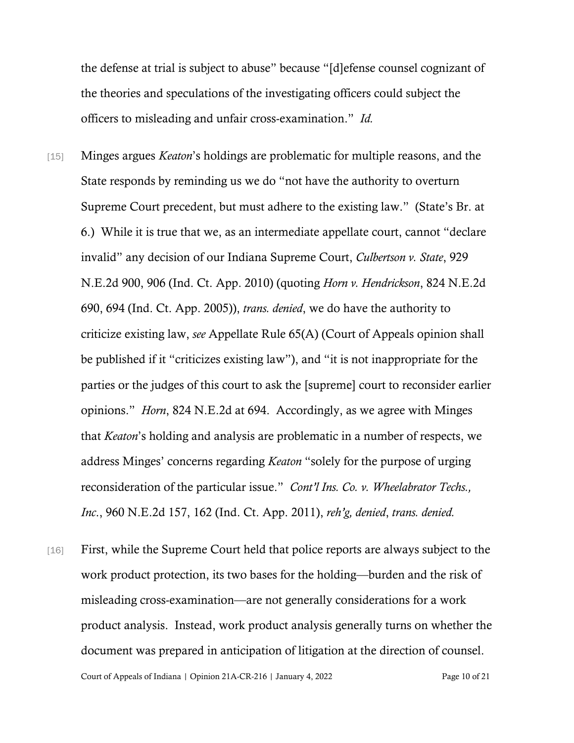the defense at trial is subject to abuse" because "[d]efense counsel cognizant of the theories and speculations of the investigating officers could subject the officers to misleading and unfair cross-examination." *Id.*

[15] Minges argues *Keaton*'s holdings are problematic for multiple reasons, and the State responds by reminding us we do "not have the authority to overturn Supreme Court precedent, but must adhere to the existing law." (State's Br. at 6.) While it is true that we, as an intermediate appellate court, cannot "declare invalid" any decision of our Indiana Supreme Court, *Culbertson v. State*, 929 N.E.2d 900, 906 (Ind. Ct. App. 2010) (quoting *Horn v. Hendrickson*, 824 N.E.2d 690, 694 (Ind. Ct. App. 2005)), *trans. denied*, we do have the authority to criticize existing law, *see* Appellate Rule 65(A) (Court of Appeals opinion shall be published if it "criticizes existing law"), and "it is not inappropriate for the parties or the judges of this court to ask the [supreme] court to reconsider earlier opinions." *Horn*, 824 N.E.2d at 694. Accordingly, as we agree with Minges that *Keaton*'s holding and analysis are problematic in a number of respects, we address Minges' concerns regarding *Keaton* "solely for the purpose of urging reconsideration of the particular issue." *Cont'l Ins. Co. v. Wheelabrator Techs., Inc.*, 960 N.E.2d 157, 162 (Ind. Ct. App. 2011), *reh'g, denied*, *trans. denied.*

[16] First, while the Supreme Court held that police reports are always subject to the work product protection, its two bases for the holding—burden and the risk of misleading cross-examination—are not generally considerations for a work product analysis. Instead, work product analysis generally turns on whether the document was prepared in anticipation of litigation at the direction of counsel.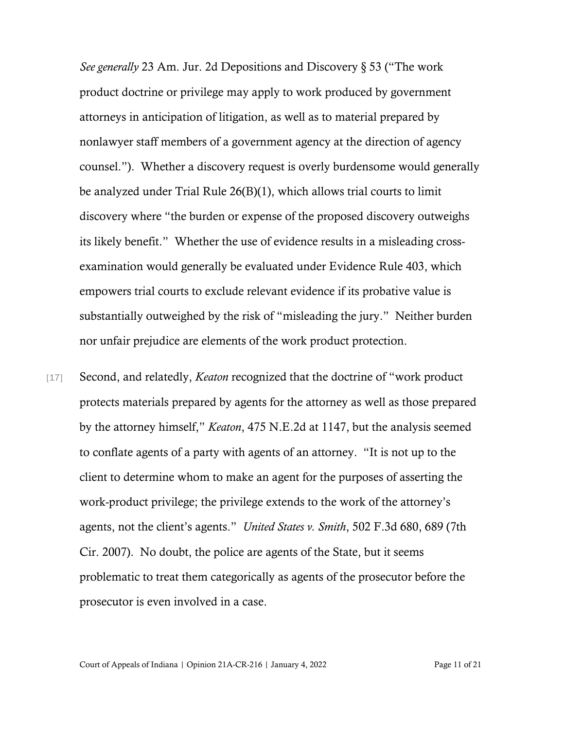*See generally* 23 Am. Jur. 2d Depositions and Discovery § 53 ("The work product doctrine or privilege may apply to work produced by government attorneys in anticipation of litigation, as well as to material prepared by nonlawyer staff members of a government agency at the direction of agency counsel."). Whether a discovery request is overly burdensome would generally be analyzed under Trial Rule 26(B)(1), which allows trial courts to limit discovery where "the burden or expense of the proposed discovery outweighs its likely benefit." Whether the use of evidence results in a misleading cross-examination would generally be evaluated under Evidence Rule 403, which empowers trial courts to exclude relevant evidence if its probative value is substantially outweighed by the risk of "misleading the jury." Neither burden nor unfair prejudice are elements of the work product protection.

[17] Second, and relatedly, *Keaton* recognized that the doctrine of "work product protects materials prepared by agents for the attorney as well as those prepared by the attorney himself," *Keaton*, 475 N.E.2d at 1147, but the analysis seemed to conflate agents of a party with agents of an attorney. "It is not up to the client to determine whom to make an agent for the purposes of asserting the work-product privilege; the privilege extends to the work of the attorney's agents, not the client's agents." *United States v. Smith*, 502 F.3d 680, 689 (7th Cir. 2007). No doubt, the police are agents of the State, but it seems problematic to treat them categorically as agents of the prosecutor before the prosecutor is even involved in a case.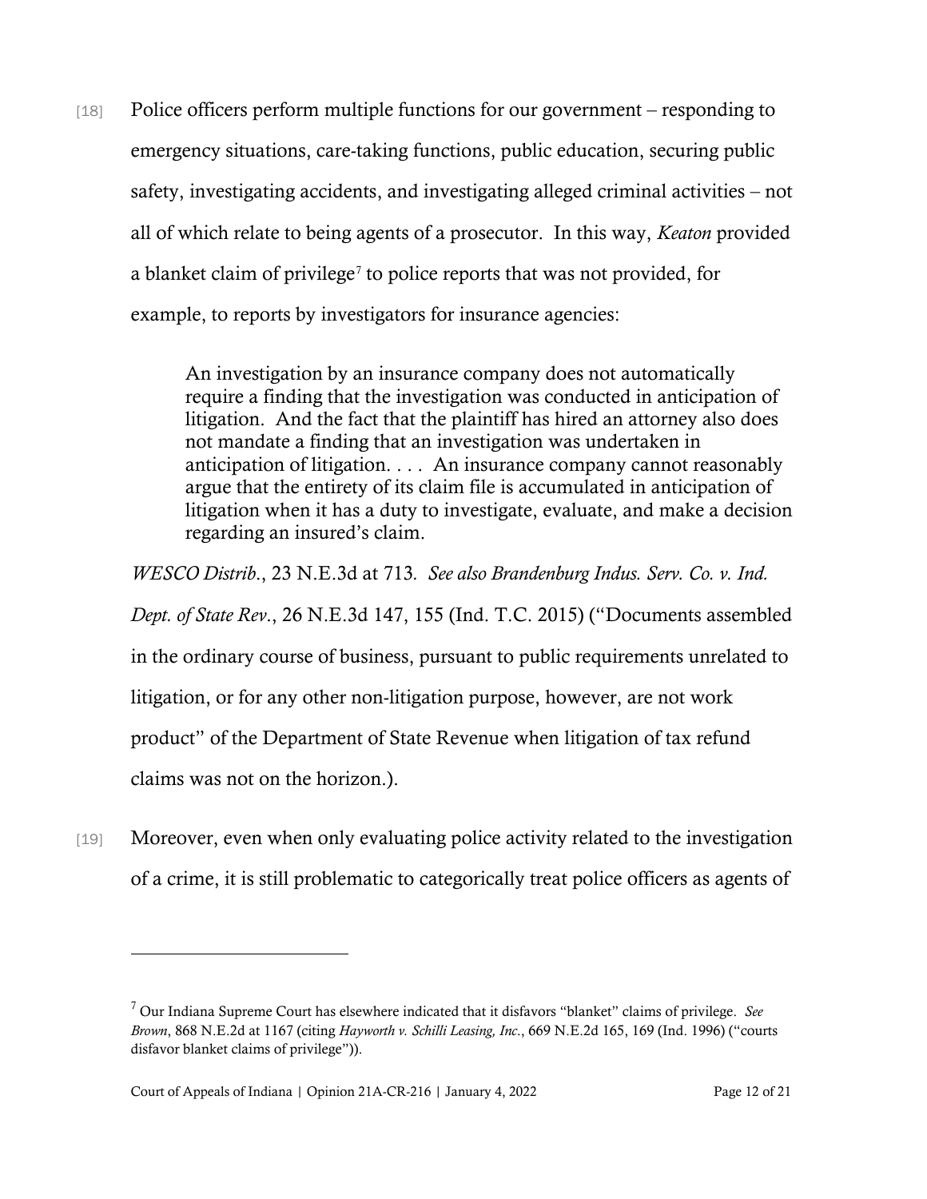[18] Police officers perform multiple functions for our government – responding to emergency situations, care-taking functions, public education, securing public safety, investigating accidents, and investigating alleged criminal activities – not all of which relate to being agents of a prosecutor. In this way, *Keaton* provided a blanket claim of privilege[7] to police reports that was not provided, for example, to reports by investigators for insurance agencies:

> An investigation by an insurance company does not automatically require a finding that the investigation was conducted in anticipation of litigation. And the fact that the plaintiff has hired an attorney also does not mandate a finding that an investigation was undertaken in anticipation of litigation. . . . An insurance company cannot reasonably argue that the entirety of its claim file is accumulated in anticipation of litigation when it has a duty to investigate, evaluate, and make a decision regarding an insured's claim.

*WESCO Distrib*., 23 N.E.3d at 713. *See also Brandenburg Indus. Serv. Co. v. Ind. Dept. of State Rev*., 26 N.E.3d 147, 155 (Ind. T.C. 2015) ("Documents assembled in the ordinary course of business, pursuant to public requirements unrelated to litigation, or for any other non-litigation purpose, however, are not work product" of the Department of State Revenue when litigation of tax refund claims was not on the horizon.).

[19] Moreover, even when only evaluating police activity related to the investigation of a crime, it is still problematic to categorically treat police officers as agents of

---

[7] Our Indiana Supreme Court has elsewhere indicated that it disfavors "blanket" claims of privilege. *See Brown*, 868 N.E.2d at 1167 (citing *Hayworth v. Schilli Leasing, Inc*., 669 N.E.2d 165, 169 (Ind. 1996) ("courts disfavor blanket claims of privilege")).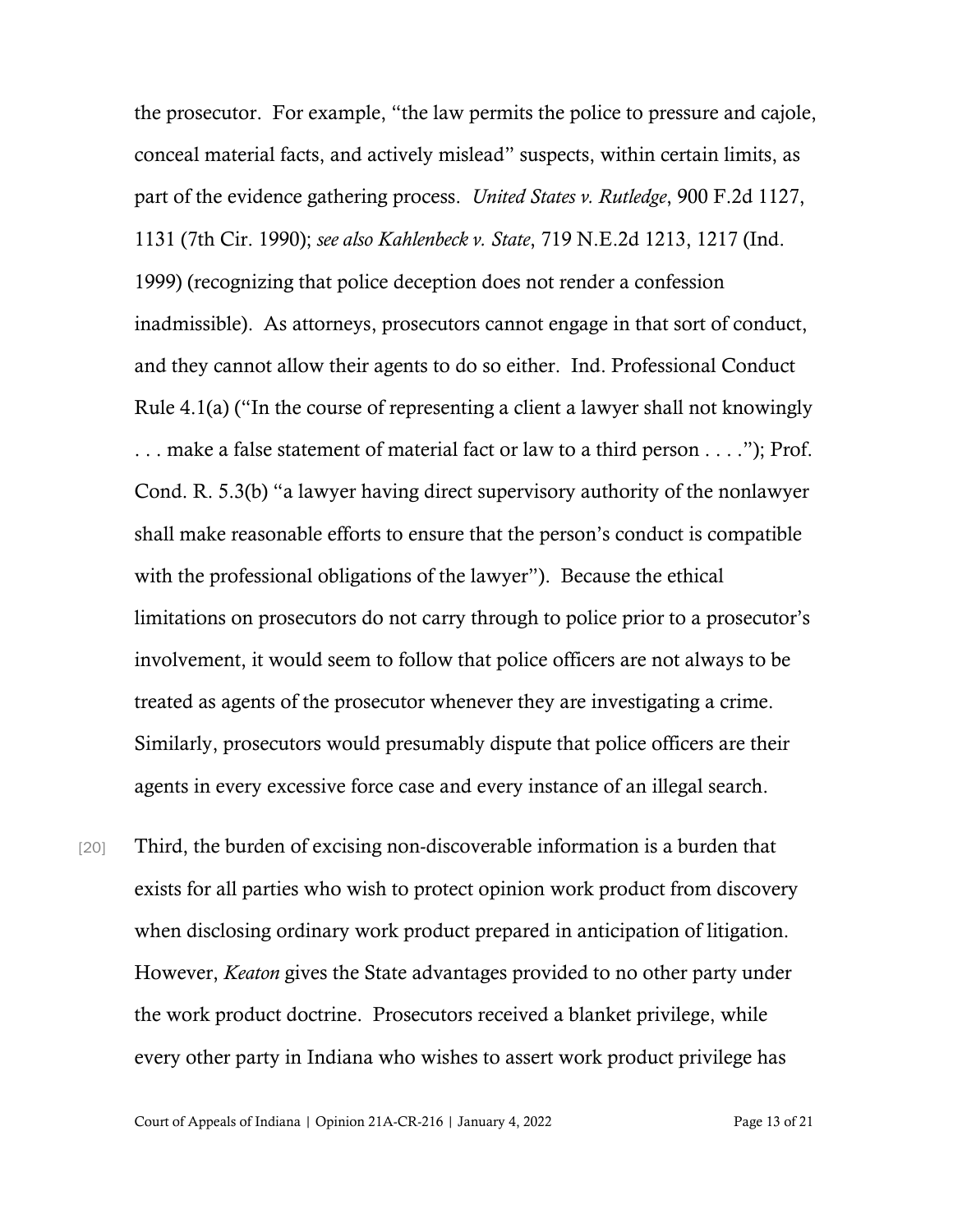the prosecutor. For example, "the law permits the police to pressure and cajole, conceal material facts, and actively mislead" suspects, within certain limits, as part of the evidence gathering process. *United States v. Rutledge*, 900 F.2d 1127, 1131 (7th Cir. 1990); *see also Kahlenbeck v. State*, 719 N.E.2d 1213, 1217 (Ind. 1999) (recognizing that police deception does not render a confession inadmissible). As attorneys, prosecutors cannot engage in that sort of conduct, and they cannot allow their agents to do so either. Ind. Professional Conduct Rule 4.1(a) ("In the course of representing a client a lawyer shall not knowingly . . . make a false statement of material fact or law to a third person . . . ."); Prof. Cond. R. 5.3(b) "a lawyer having direct supervisory authority of the nonlawyer shall make reasonable efforts to ensure that the person's conduct is compatible with the professional obligations of the lawyer"). Because the ethical limitations on prosecutors do not carry through to police prior to a prosecutor's involvement, it would seem to follow that police officers are not always to be treated as agents of the prosecutor whenever they are investigating a crime. Similarly, prosecutors would presumably dispute that police officers are their agents in every excessive force case and every instance of an illegal search.

[20] Third, the burden of excising non-discoverable information is a burden that exists for all parties who wish to protect opinion work product from discovery when disclosing ordinary work product prepared in anticipation of litigation. However, *Keaton* gives the State advantages provided to no other party under the work product doctrine. Prosecutors received a blanket privilege, while every other party in Indiana who wishes to assert work product privilege has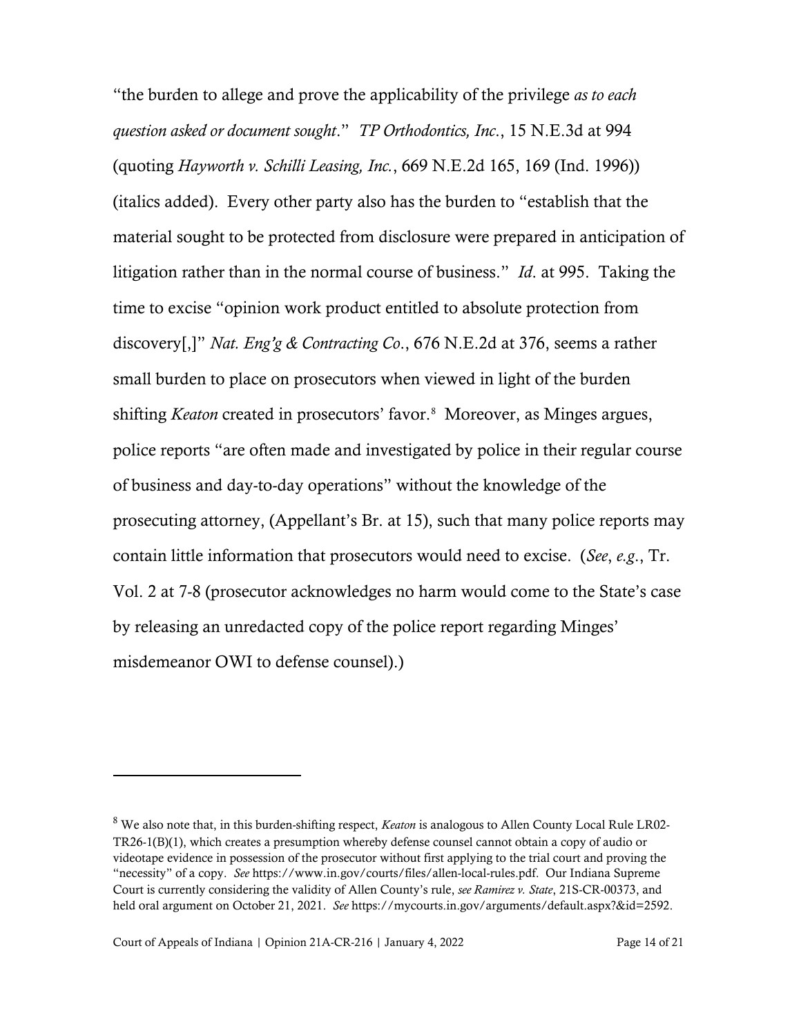"the burden to allege and prove the applicability of the privilege *as to each question asked or document sought*." *TP Orthodontics, Inc.*, 15 N.E.3d at 994 (quoting *Hayworth v. Schilli Leasing, Inc.*, 669 N.E.2d 165, 169 (Ind. 1996)) (italics added). Every other party also has the burden to "establish that the material sought to be protected from disclosure were prepared in anticipation of litigation rather than in the normal course of business." *Id*. at 995. Taking the time to excise "opinion work product entitled to absolute protection from discovery[,]" *Nat. Eng'g & Contracting Co*., 676 N.E.2d at 376, seems a rather small burden to place on prosecutors when viewed in light of the burden shifting *Keaton* created in prosecutors' favor.[8] Moreover, as Minges argues, police reports "are often made and investigated by police in their regular course of business and day-to-day operations" without the knowledge of the prosecuting attorney, (Appellant's Br. at 15), such that many police reports may contain little information that prosecutors would need to excise. (*See*, *e.g*., Tr. Vol. 2 at 7-8 (prosecutor acknowledges no harm would come to the State's case by releasing an unredacted copy of the police report regarding Minges' misdemeanor OWI to defense counsel).)

---

[8] We also note that, in this burden-shifting respect, *Keaton* is analogous to Allen County Local Rule LR02-TR26-1(B)(1), which creates a presumption whereby defense counsel cannot obtain a copy of audio or videotape evidence in possession of the prosecutor without first applying to the trial court and proving the "necessity" of a copy. *See* https://www.in.gov/courts/files/allen-local-rules.pdf. Our Indiana Supreme Court is currently considering the validity of Allen County's rule, *see Ramirez v. State*, 21S-CR-00373, and held oral argument on October 21, 2021. *See* https://mycourts.in.gov/arguments/default.aspx?&id=2592.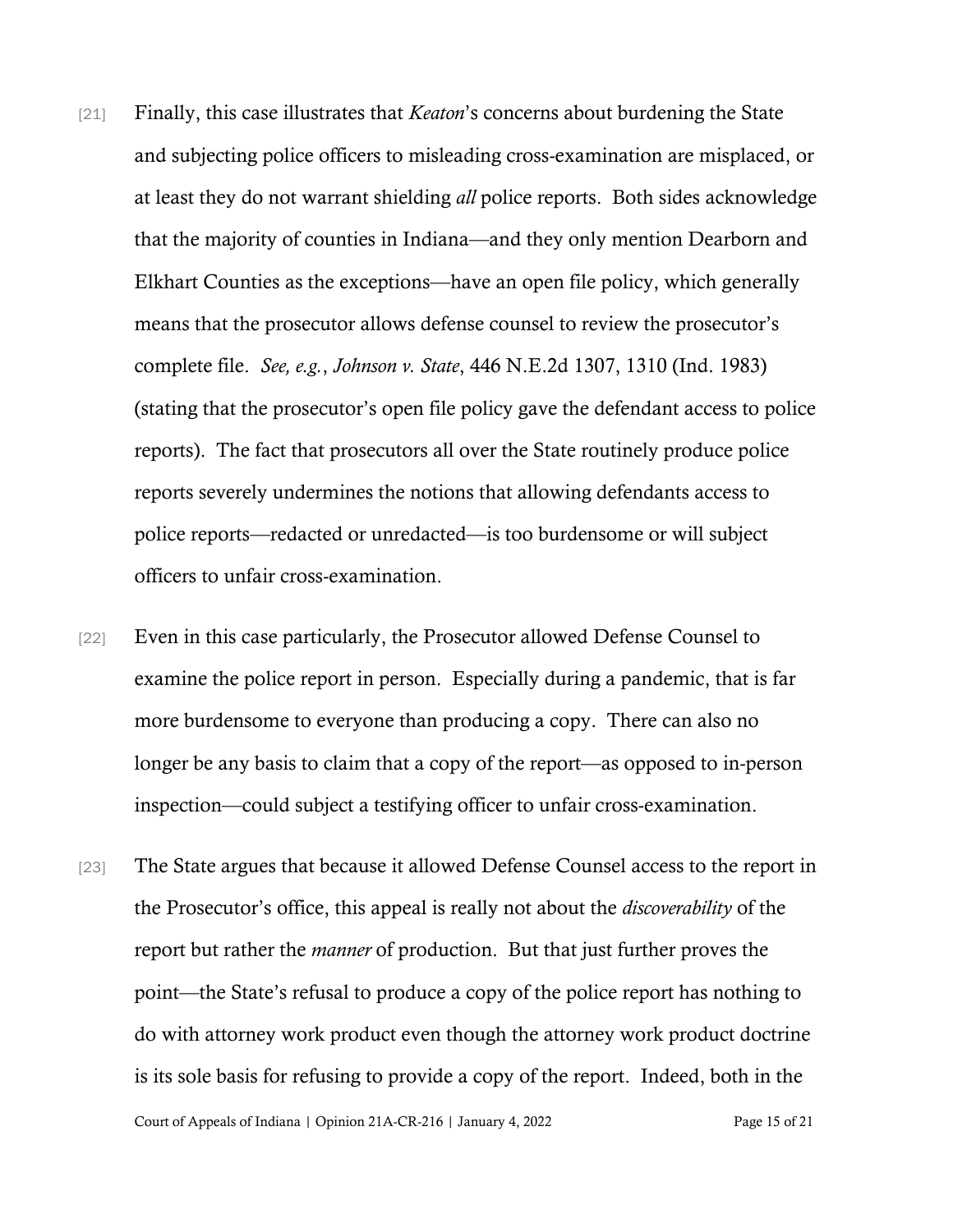[21] Finally, this case illustrates that *Keaton*'s concerns about burdening the State and subjecting police officers to misleading cross-examination are misplaced, or at least they do not warrant shielding *all* police reports. Both sides acknowledge that the majority of counties in Indiana—and they only mention Dearborn and Elkhart Counties as the exceptions—have an open file policy, which generally means that the prosecutor allows defense counsel to review the prosecutor's complete file. *See, e.g.*, *Johnson v. State*, 446 N.E.2d 1307, 1310 (Ind. 1983) (stating that the prosecutor's open file policy gave the defendant access to police reports). The fact that prosecutors all over the State routinely produce police reports severely undermines the notions that allowing defendants access to police reports—redacted or unredacted—is too burdensome or will subject officers to unfair cross-examination.

[22] Even in this case particularly, the Prosecutor allowed Defense Counsel to examine the police report in person. Especially during a pandemic, that is far more burdensome to everyone than producing a copy. There can also no longer be any basis to claim that a copy of the report—as opposed to in-person inspection—could subject a testifying officer to unfair cross-examination.

[23] The State argues that because it allowed Defense Counsel access to the report in the Prosecutor's office, this appeal is really not about the *discoverability* of the report but rather the *manner* of production. But that just further proves the point—the State's refusal to produce a copy of the police report has nothing to do with attorney work product even though the attorney work product doctrine is its sole basis for refusing to provide a copy of the report. Indeed, both in the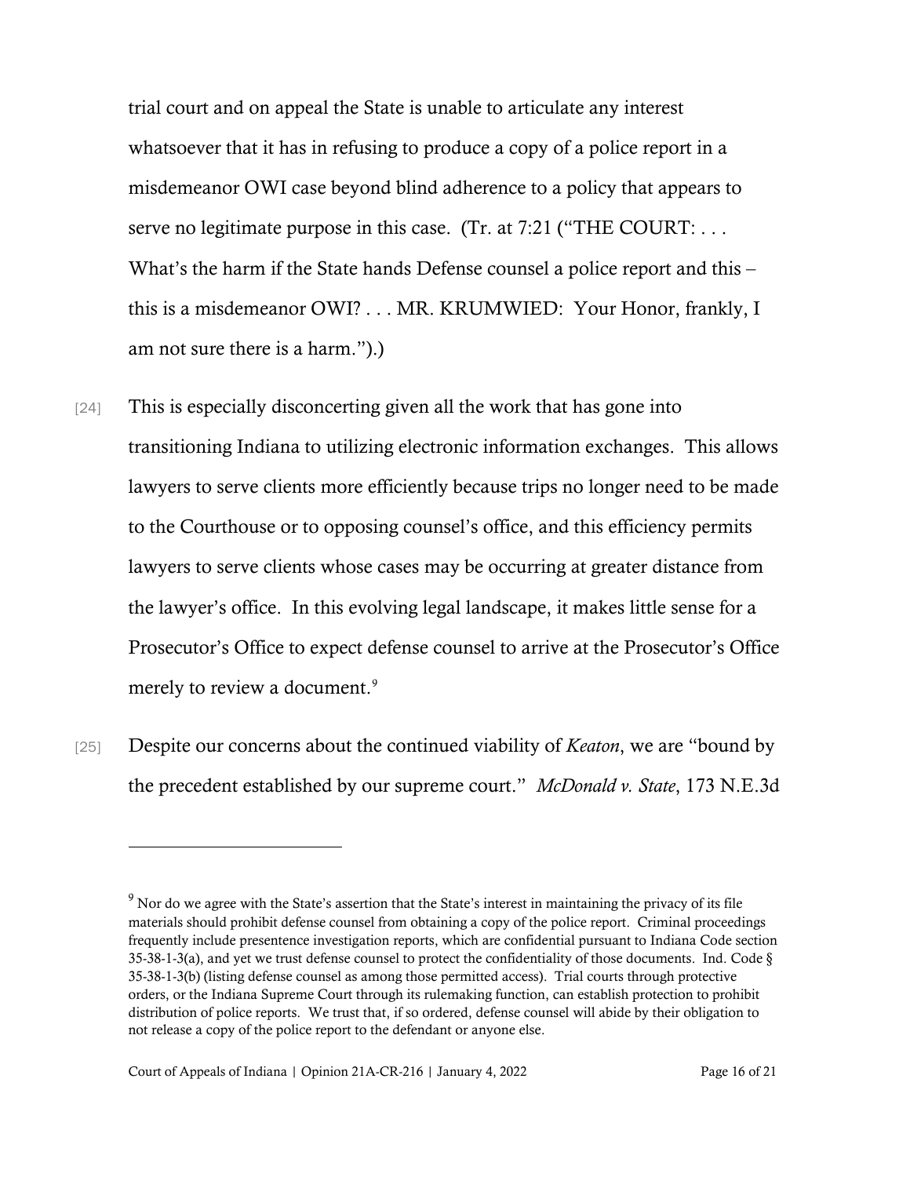trial court and on appeal the State is unable to articulate any interest whatsoever that it has in refusing to produce a copy of a police report in a misdemeanor OWI case beyond blind adherence to a policy that appears to serve no legitimate purpose in this case. (Tr. at 7:21 ("THE COURT: . . . What's the harm if the State hands Defense counsel a police report and this – this is a misdemeanor OWI? . . . MR. KRUMWIED: Your Honor, frankly, I am not sure there is a harm.").)

[24] This is especially disconcerting given all the work that has gone into transitioning Indiana to utilizing electronic information exchanges. This allows lawyers to serve clients more efficiently because trips no longer need to be made to the Courthouse or to opposing counsel's office, and this efficiency permits lawyers to serve clients whose cases may be occurring at greater distance from the lawyer's office. In this evolving legal landscape, it makes little sense for a Prosecutor's Office to expect defense counsel to arrive at the Prosecutor's Office merely to review a document.[9]

[25] Despite our concerns about the continued viability of *Keaton*, we are "bound by the precedent established by our supreme court." *McDonald v. State*, 173 N.E.3d

---

[9] Nor do we agree with the State's assertion that the State's interest in maintaining the privacy of its file materials should prohibit defense counsel from obtaining a copy of the police report. Criminal proceedings frequently include presentence investigation reports, which are confidential pursuant to Indiana Code section 35-38-1-3(a), and yet we trust defense counsel to protect the confidentiality of those documents. Ind. Code § 35-38-1-3(b) (listing defense counsel as among those permitted access). Trial courts through protective orders, or the Indiana Supreme Court through its rulemaking function, can establish protection to prohibit distribution of police reports. We trust that, if so ordered, defense counsel will abide by their obligation to not release a copy of the police report to the defendant or anyone else.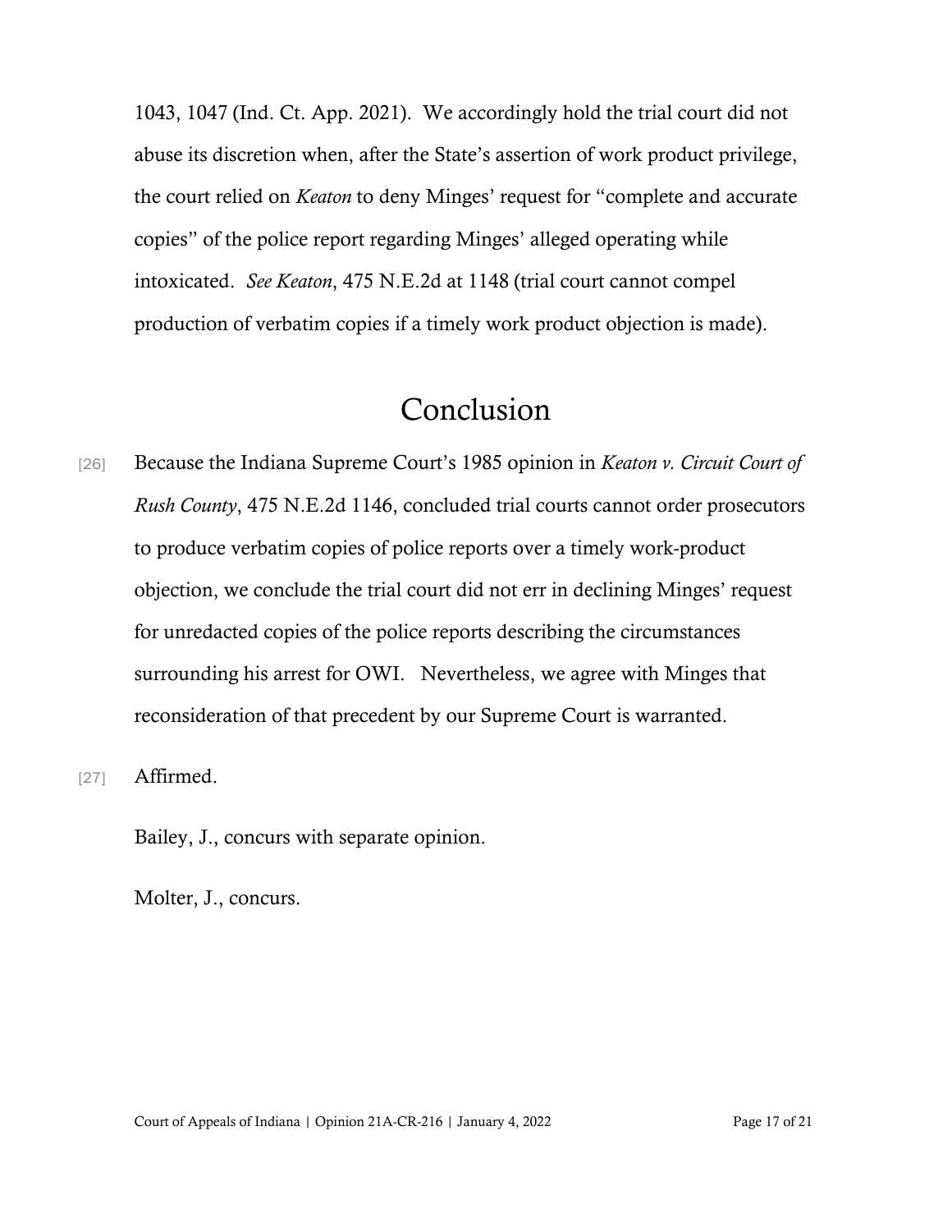1043, 1047 (Ind. Ct. App. 2021). We accordingly hold the trial court did not abuse its discretion when, after the State's assertion of work product privilege, the court relied on *Keaton* to deny Minges' request for "complete and accurate copies" of the police report regarding Minges' alleged operating while intoxicated. *See Keaton*, 475 N.E.2d at 1148 (trial court cannot compel production of verbatim copies if a timely work product objection is made).

# Conclusion

[26] Because the Indiana Supreme Court's 1985 opinion in *Keaton v. Circuit Court of Rush County*, 475 N.E.2d 1146, concluded trial courts cannot order prosecutors to produce verbatim copies of police reports over a timely work-product objection, we conclude the trial court did not err in declining Minges' request for unredacted copies of the police reports describing the circumstances surrounding his arrest for OWI. Nevertheless, we agree with Minges that reconsideration of that precedent by our Supreme Court is warranted.

[27] Affirmed.

Bailey, J., concurs with separate opinion.

Molter, J., concurs.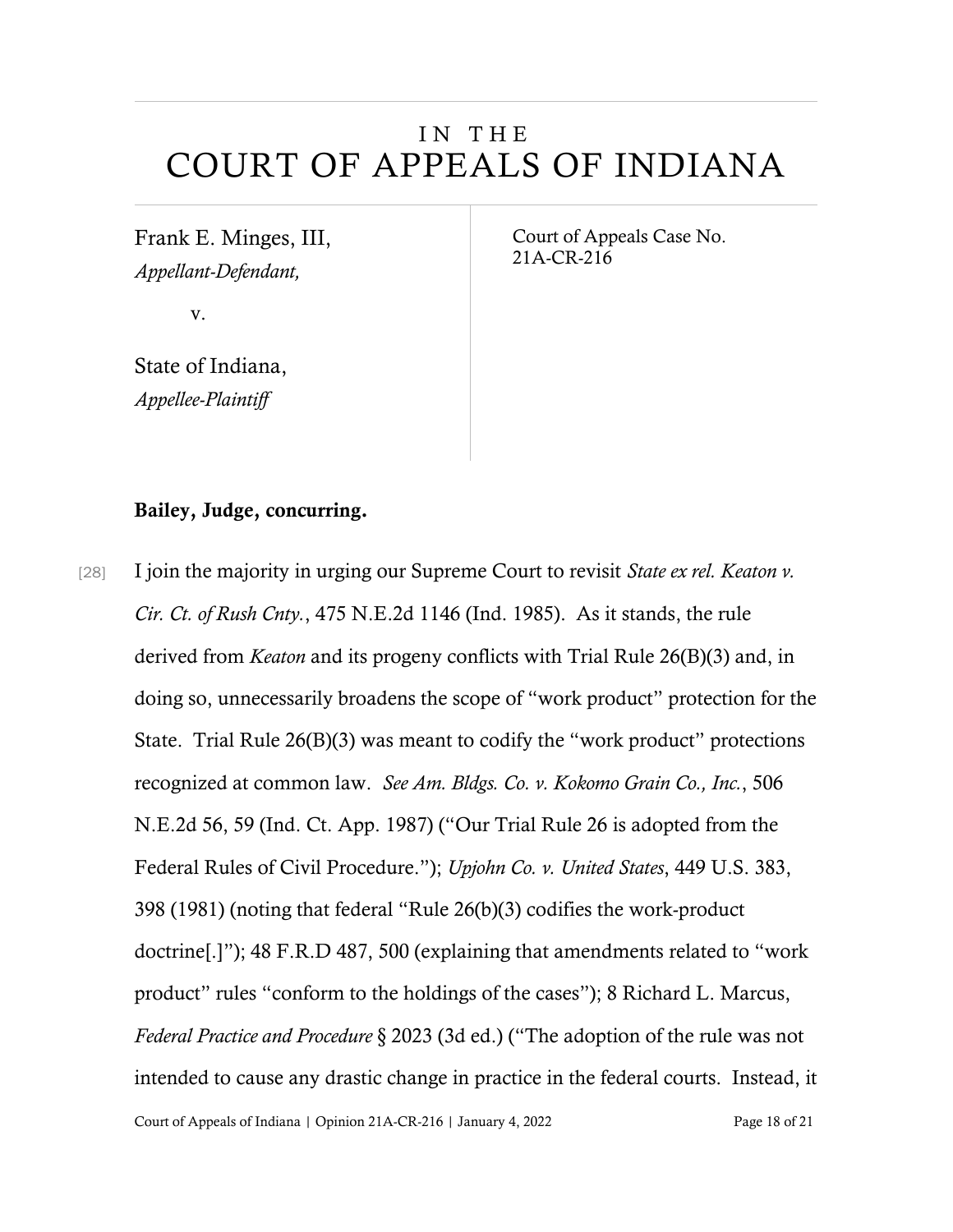# IN THE COURT OF APPEALS OF INDIANA

Frank E. Minges, III,
*Appellant-Defendant,*

v.

State of Indiana,
*Appellee-Plaintiff*

Court of Appeals Case No. 21A-CR-216

**Bailey, Judge, concurring.**

[28] I join the majority in urging our Supreme Court to revisit *State ex rel. Keaton v. Cir. Ct. of Rush Cnty.*, 475 N.E.2d 1146 (Ind. 1985). As it stands, the rule derived from *Keaton* and its progeny conflicts with Trial Rule 26(B)(3) and, in doing so, unnecessarily broadens the scope of "work product" protection for the State. Trial Rule 26(B)(3) was meant to codify the "work product" protections recognized at common law. *See Am. Bldgs. Co. v. Kokomo Grain Co., Inc.*, 506 N.E.2d 56, 59 (Ind. Ct. App. 1987) ("Our Trial Rule 26 is adopted from the Federal Rules of Civil Procedure."); *Upjohn Co. v. United States*, 449 U.S. 383, 398 (1981) (noting that federal "Rule 26(b)(3) codifies the work-product doctrine[.]"); 48 F.R.D 487, 500 (explaining that amendments related to "work product" rules "conform to the holdings of the cases"); 8 Richard L. Marcus, *Federal Practice and Procedure* § 2023 (3d ed.) ("The adoption of the rule was not intended to cause any drastic change in practice in the federal courts. Instead, it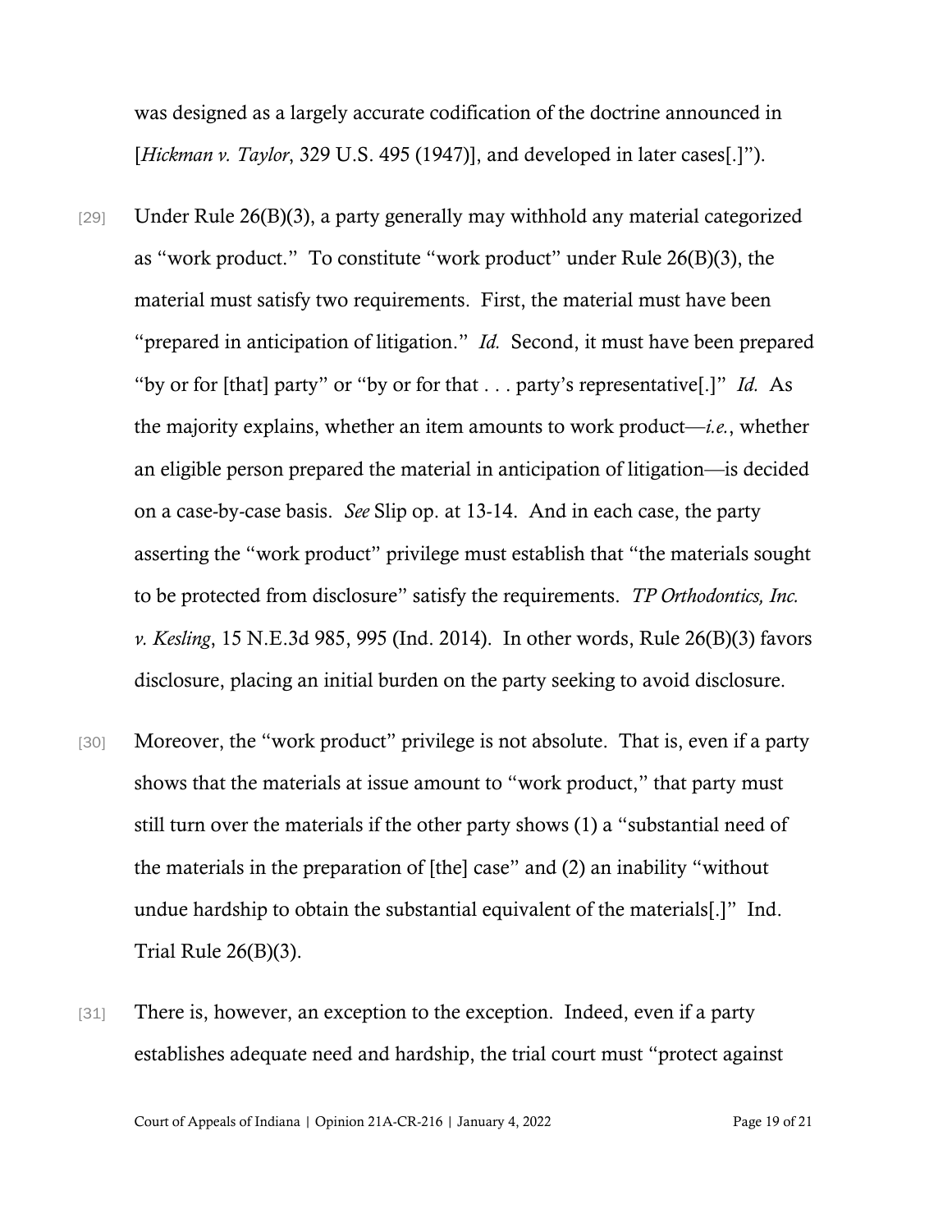was designed as a largely accurate codification of the doctrine announced in [*Hickman v. Taylor*, 329 U.S. 495 (1947)], and developed in later cases[.]").

[29] Under Rule 26(B)(3), a party generally may withhold any material categorized as "work product." To constitute "work product" under Rule 26(B)(3), the material must satisfy two requirements. First, the material must have been "prepared in anticipation of litigation." *Id.* Second, it must have been prepared "by or for [that] party" or "by or for that . . . party's representative[.]" *Id.* As the majority explains, whether an item amounts to work product—*i.e.*, whether an eligible person prepared the material in anticipation of litigation—is decided on a case-by-case basis. *See* Slip op. at 13-14. And in each case, the party asserting the "work product" privilege must establish that "the materials sought to be protected from disclosure" satisfy the requirements. *TP Orthodontics, Inc. v. Kesling*, 15 N.E.3d 985, 995 (Ind. 2014). In other words, Rule 26(B)(3) favors disclosure, placing an initial burden on the party seeking to avoid disclosure.

[30] Moreover, the "work product" privilege is not absolute. That is, even if a party shows that the materials at issue amount to "work product," that party must still turn over the materials if the other party shows (1) a "substantial need of the materials in the preparation of [the] case" and (2) an inability "without undue hardship to obtain the substantial equivalent of the materials[.]" Ind. Trial Rule 26(B)(3).

[31] There is, however, an exception to the exception. Indeed, even if a party establishes adequate need and hardship, the trial court must "protect against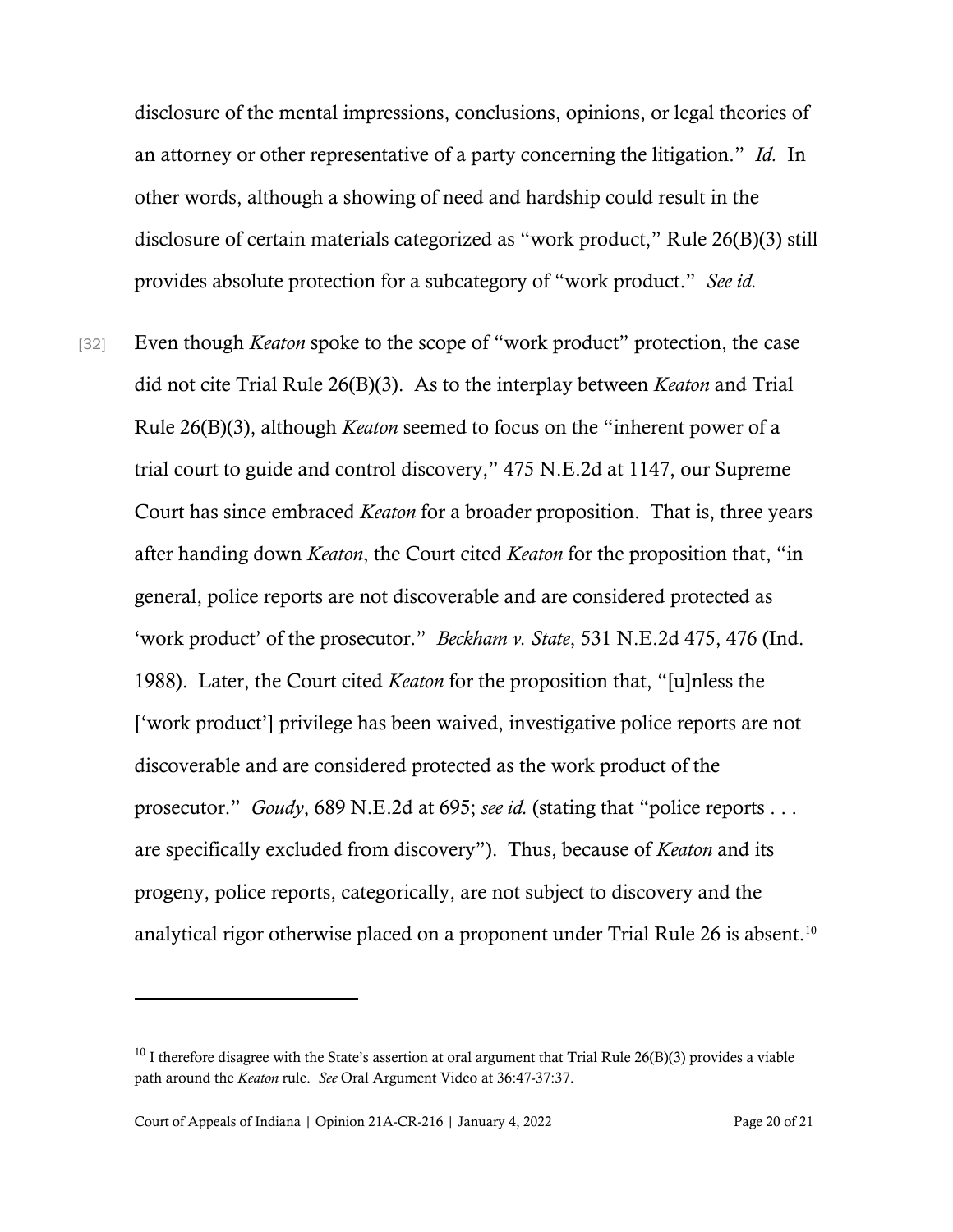disclosure of the mental impressions, conclusions, opinions, or legal theories of an attorney or other representative of a party concerning the litigation." *Id.* In other words, although a showing of need and hardship could result in the disclosure of certain materials categorized as "work product," Rule 26(B)(3) still provides absolute protection for a subcategory of "work product." *See id.*

[32] Even though *Keaton* spoke to the scope of "work product" protection, the case did not cite Trial Rule 26(B)(3). As to the interplay between *Keaton* and Trial Rule 26(B)(3), although *Keaton* seemed to focus on the "inherent power of a trial court to guide and control discovery," 475 N.E.2d at 1147, our Supreme Court has since embraced *Keaton* for a broader proposition. That is, three years after handing down *Keaton*, the Court cited *Keaton* for the proposition that, "in general, police reports are not discoverable and are considered protected as 'work product' of the prosecutor." *Beckham v. State*, 531 N.E.2d 475, 476 (Ind. 1988). Later, the Court cited *Keaton* for the proposition that, "[u]nless the ['work product'] privilege has been waived, investigative police reports are not discoverable and are considered protected as the work product of the prosecutor." *Goudy*, 689 N.E.2d at 695; *see id.* (stating that "police reports . . . are specifically excluded from discovery"). Thus, because of *Keaton* and its progeny, police reports, categorically, are not subject to discovery and the analytical rigor otherwise placed on a proponent under Trial Rule 26 is absent.[10]

[10] I therefore disagree with the State's assertion at oral argument that Trial Rule 26(B)(3) provides a viable path around the *Keaton* rule. *See* Oral Argument Video at 36:47-37:37.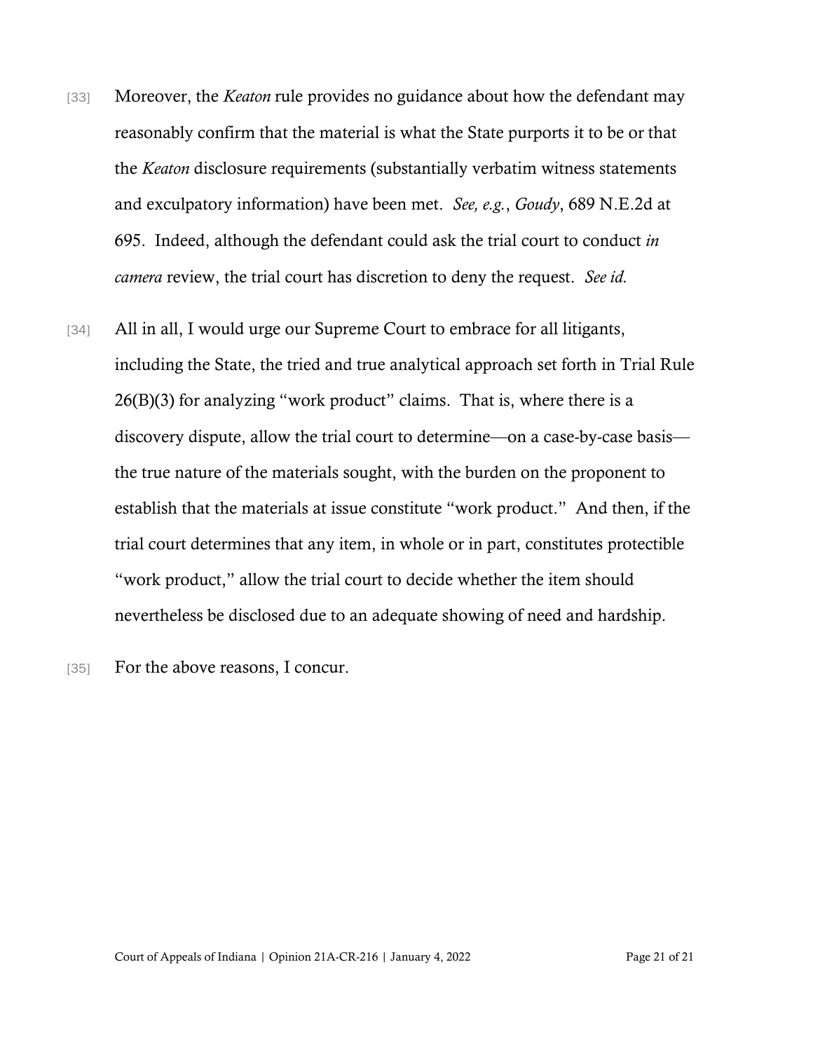[33] Moreover, the *Keaton* rule provides no guidance about how the defendant may reasonably confirm that the material is what the State purports it to be or that the *Keaton* disclosure requirements (substantially verbatim witness statements and exculpatory information) have been met. *See, e.g.*, *Goudy*, 689 N.E.2d at 695. Indeed, although the defendant could ask the trial court to conduct *in camera* review, the trial court has discretion to deny the request. *See id.*

[34] All in all, I would urge our Supreme Court to embrace for all litigants, including the State, the tried and true analytical approach set forth in Trial Rule 26(B)(3) for analyzing "work product" claims. That is, where there is a discovery dispute, allow the trial court to determine—on a case-by-case basis—the true nature of the materials sought, with the burden on the proponent to establish that the materials at issue constitute "work product." And then, if the trial court determines that any item, in whole or in part, constitutes protectible "work product," allow the trial court to decide whether the item should nevertheless be disclosed due to an adequate showing of need and hardship.

[35] For the above reasons, I concur.